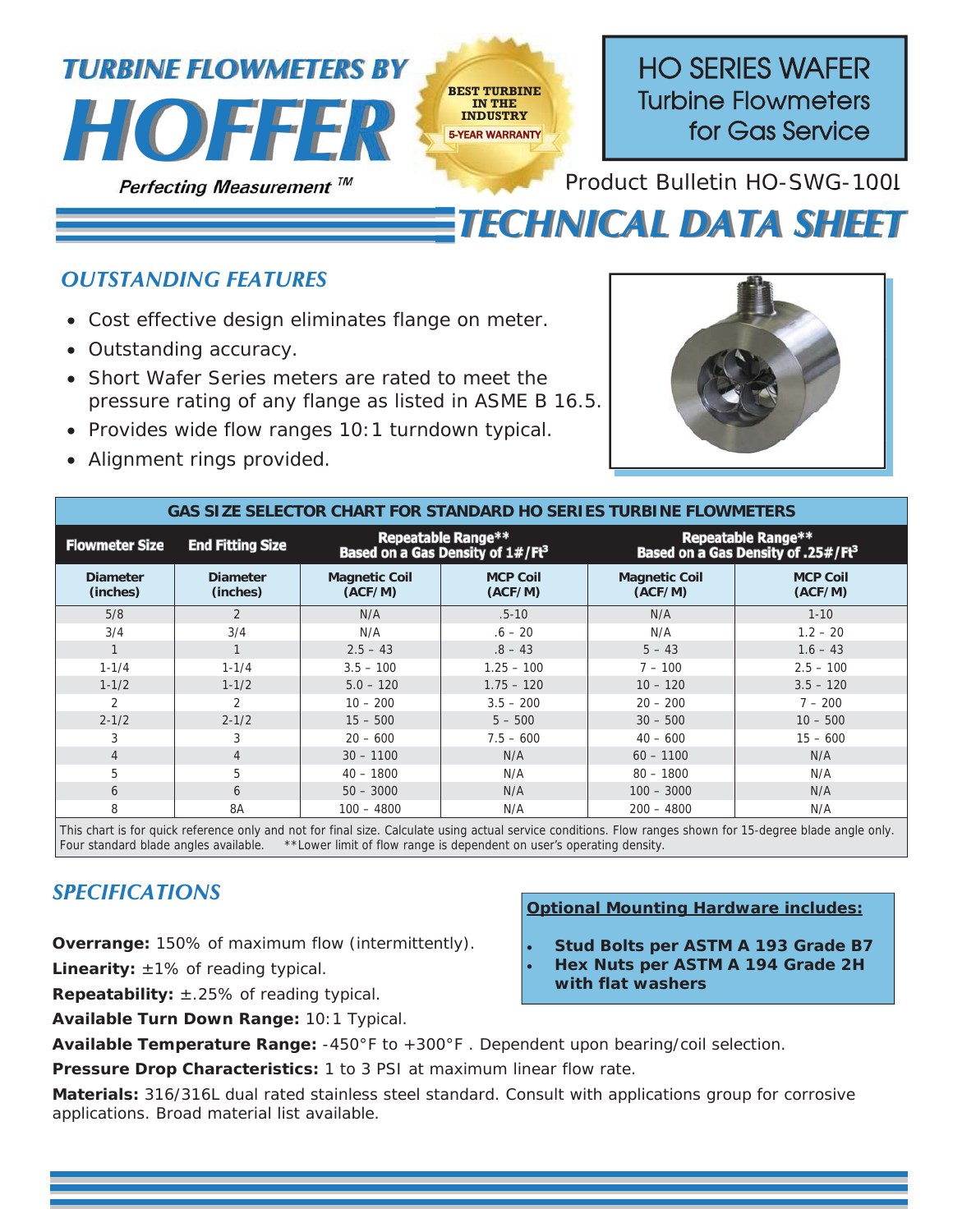# TURBINE FLOWMETERS BY HOFFER

*Perfecting Measurement ™*

BEST TURBINE IN THE INDUSTRY
5-YEAR WARRANTY

## HO SERIES WAFER Turbine Flowmeters for Gas Service

Product Bulletin HO-SWG-1001

# TECHNICAL DATA SHEET

## *OUTSTANDING FEATURES*

- Cost effective design eliminates flange on meter.
- Outstanding accuracy.
- Short Wafer Series meters are rated to meet the pressure rating of any flange as listed in ASME B 16.5.
- Provides wide flow ranges 10:1 turndown typical.
- Alignment rings provided.

| GAS SIZE SELECTOR CHART FOR STANDARD HO SERIES TURBINE FLOWMETERS | | | | | |
|---|---|---|---|---|---|
| **Flowmeter Size** | **End Fitting Size** | **Repeatable Range** Based on a Gas Density of 1#/Ft³** | | **Repeatable Range** Based on a Gas Density of .25#/Ft³** | |
| **Diameter (inches)** | **Diameter (inches)** | **Magnetic Coil (ACF/M)** | **MCP Coil (ACF/M)** | **Magnetic Coil (ACF/M)** | **MCP Coil (ACF/M)** |
| 5/8 | 2 | N/A | .5-10 | N/A | 1-10 |
| 3/4 | 3/4 | N/A | .6 – 20 | N/A | 1.2 – 20 |
| 1 | 1 | 2.5 – 43 | .8 – 43 | 5 – 43 | 1.6 – 43 |
| 1-1/4 | 1-1/4 | 3.5 – 100 | 1.25 – 100 | 7 – 100 | 2.5 – 100 |
| 1-1/2 | 1-1/2 | 5.0 – 120 | 1.75 – 120 | 10 – 120 | 3.5 – 120 |
| 2 | 2 | 10 – 200 | 3.5 – 200 | 20 – 200 | 7 – 200 |
| 2-1/2 | 2-1/2 | 15 – 500 | 5 – 500 | 30 – 500 | 10 – 500 |
| 3 | 3 | 20 – 600 | 7.5 – 600 | 40 – 600 | 15 – 600 |
| 4 | 4 | 30 – 1100 | N/A | 60 – 1100 | N/A |
| 5 | 5 | 40 – 1800 | N/A | 80 – 1800 | N/A |
| 6 | 6 | 50 – 3000 | N/A | 100 – 3000 | N/A |
| 8 | 8A | 100 – 4800 | N/A | 200 – 4800 | N/A |

This chart is for quick reference only and not for final size. Calculate using actual service conditions. Flow ranges shown for 15-degree blade angle only. Four standard blade angles available. **Lower limit of flow range is dependent on user's operating density.

## *SPECIFICATIONS*

**Overrange:** 150% of maximum flow (intermittently).

**Linearity:** ±1% of reading typical.

**Repeatability:** ±.25% of reading typical.

**Available Turn Down Range:** 10:1 Typical.

**Available Temperature Range:** -450°F to +300°F . Dependent upon bearing/coil selection.

**Pressure Drop Characteristics:** 1 to 3 PSI at maximum linear flow rate.

**Materials:** 316/316L dual rated stainless steel standard. Consult with applications group for corrosive applications. Broad material list available.

**Optional Mounting Hardware includes:**

- **Stud Bolts per ASTM A 193 Grade B7**
- **Hex Nuts per ASTM A 194 Grade 2H with flat washers**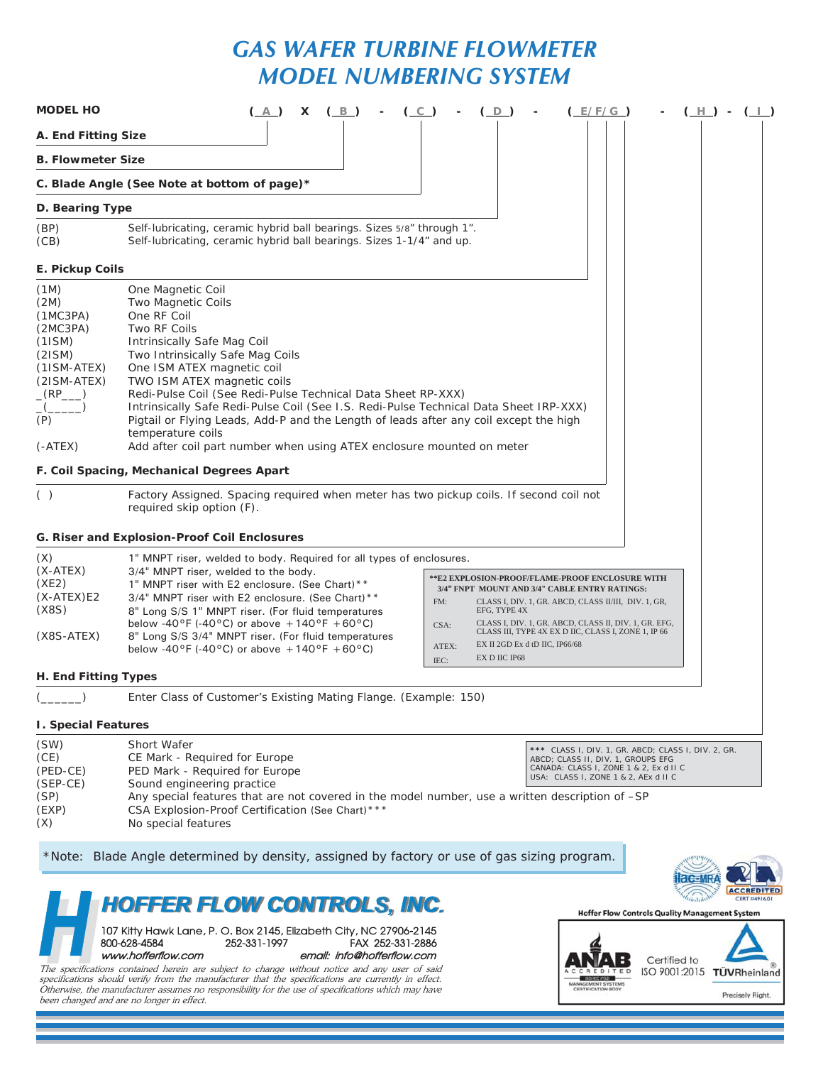# GAS WAFER TURBINE FLOWMETER
# MODEL NUMBERING SYSTEM

**MODEL HO** ( A ) X ( B ) - ( C ) - ( D ) - ( E/F/G ) - ( H ) - ( I )

**A. End Fitting Size**

**B. Flowmeter Size**

**C. Blade Angle (See Note at bottom of page)***

**D. Bearing Type**

| | |
|---|---|
| (BP) | Self-lubricating, ceramic hybrid ball bearings. Sizes 5/8" through 1". |
| (CB) | Self-lubricating, ceramic hybrid ball bearings. Sizes 1-1/4" and up. |

**E. Pickup Coils**

| | |
|---|---|
| (1M) | One Magnetic Coil |
| (2M) | Two Magnetic Coils |
| (1MC3PA) | One RF Coil |
| (2MC3PA) | Two RF Coils |
| (1ISM) | Intrinsically Safe Mag Coil |
| (2ISM) | Two Intrinsically Safe Mag Coils |
| (1ISM-ATEX) | One ISM ATEX magnetic coil |
| (2ISM-ATEX) | TWO ISM ATEX magnetic coils |
| _(RP___) | Redi-Pulse Coil (See Redi-Pulse Technical Data Sheet RP-XXX) |
| _(_____) | Intrinsically Safe Redi-Pulse Coil (See I.S. Redi-Pulse Technical Data Sheet IRP-XXX) |
| (P) | Pigtail or Flying Leads, Add-P and the Length of leads after any coil except the high temperature coils |
| (-ATEX) | Add after coil part number when using ATEX enclosure mounted on meter |

**F. Coil Spacing, Mechanical Degrees Apart**

| | |
|---|---|
| ( ) | Factory Assigned. Spacing required when meter has two pickup coils. If second coil not required skip option (F). |

**G. Riser and Explosion-Proof Coil Enclosures**

| | |
|---|---|
| (X) | 1" MNPT riser, welded to body. Required for all types of enclosures. |
| (X-ATEX) | 3/4" MNPT riser, welded to the body. |
| (XE2) | 1" MNPT riser with E2 enclosure. (See Chart)** |
| (X-ATEX)E2 | 3/4" MNPT riser with E2 enclosure. (See Chart)** |
| (X8S) | 8" Long S/S 1" MNPT riser. (For fluid temperatures below -40°F (-40°C) or above +140°F +60°C) |
| (X8S-ATEX) | 8" Long S/S 3/4" MNPT riser. (For fluid temperatures below -40°F (-40°C) or above +140°F +60°C) |

**E2 EXPLOSION-PROOF/FLAME-PROOF ENCLOSURE WITH 3/4" FNPT MOUNT AND 3/4" CABLE ENTRY RATINGS:

| | |
|---|---|
| FM: | CLASS I, DIV. 1, GR. ABCD, CLASS II/III, DIV. 1, GR, EFG, TYPE 4X |
| CSA: | CLASS I, DIV. 1, GR. ABCD, CLASS II, DIV. 1, GR. EFG, CLASS III, TYPE 4X EX D IIC, CLASS I, ZONE 1, IP 66 |
| ATEX: | EX II 2GD Ex d tD IIC, IP66/68 |
| IEC: | EX D IIC IP68 |

**H. End Fitting Types**

| | |
|---|---|
| (______) | Enter Class of Customer's Existing Mating Flange. (Example: 150) |

**I. Special Features**

| | |
|---|---|
| (SW) | Short Wafer |
| (CE) | CE Mark - Required for Europe |
| (PED-CE) | PED Mark - Required for Europe |
| (SEP-CE) | Sound engineering practice |
| (SP) | Any special features that are not covered in the model number, use a written description of –SP |
| (EXP) | CSA Explosion-Proof Certification (See Chart)*** |
| (X) | No special features |

*** CLASS I, DIV. 1, GR. ABCD; CLASS I, DIV. 2, GR. ABCD; CLASS II, DIV. 1, GROUPS EFG
CANADA: CLASS I, ZONE 1 & 2, Ex d II C
USA: CLASS I, ZONE 1 & 2, AEx d II C

*Note: Blade Angle determined by density, assigned by factory or use of gas sizing program.

**HOFFER FLOW CONTROLS, INC.**

107 Kitty Hawk Lane, P. O. Box 2145, Elizabeth City, NC 27906-2145
800-628-4584 252-331-1997 FAX 252-331-2886
www.hofferflow.com email: info@hofferflow.com

*The specifications contained herein are subject to change without notice and any user of said specifications should verify from the manufacturer that the specifications are currently in effect. Otherwise, the manufacturer assumes no responsibility for the use of specifications which may have been changed and are no longer in effect.*

ilac-MRA A2LA ACCREDITED CERT #4916.01

Hoffer Flow Controls Quality Management System

ANAB ACCREDITED MANAGEMENT SYSTEMS CERTIFICATION BODY — Certified to ISO 9001:2015 — TÜVRheinland® Precisely Right.